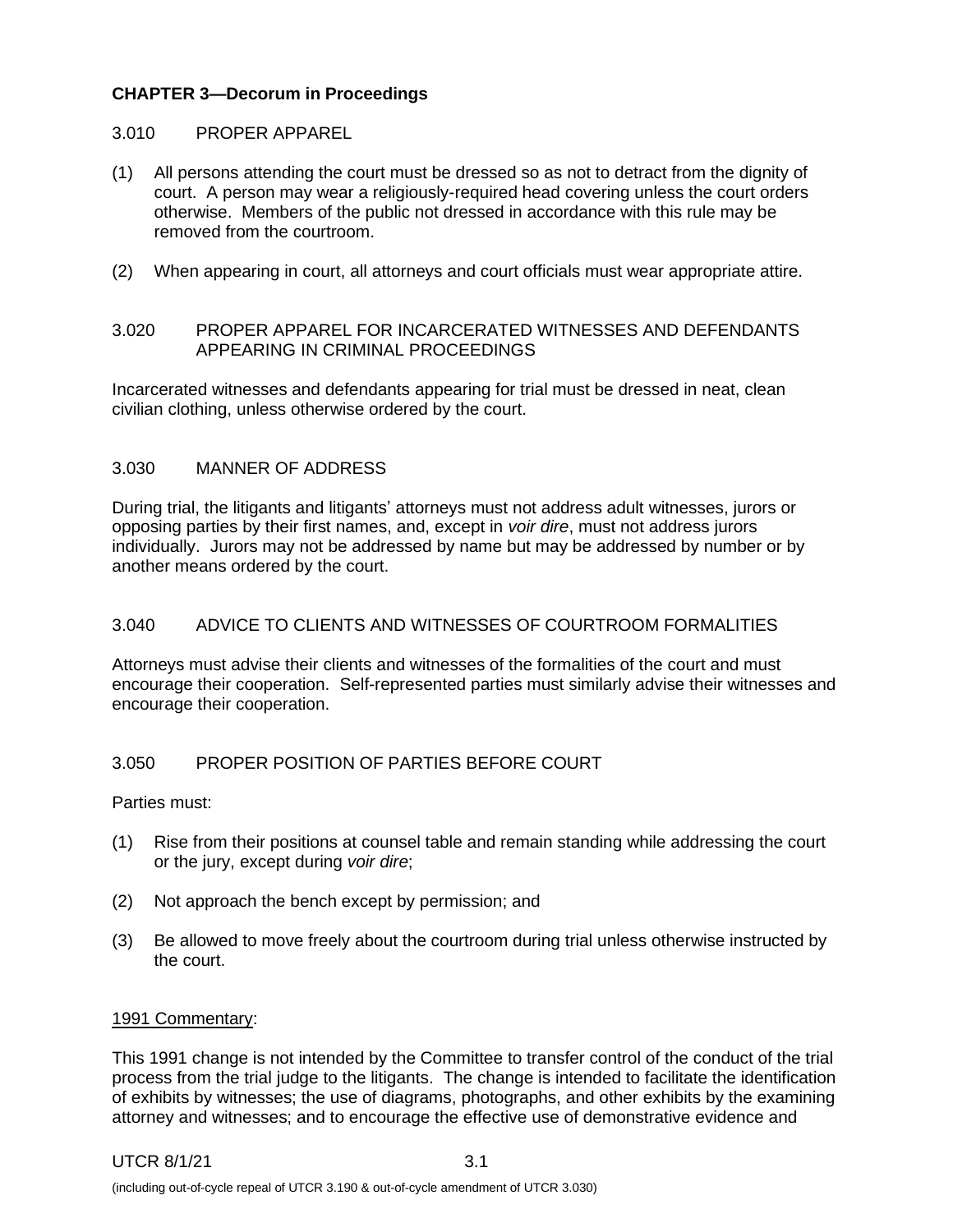## CHAPTER 3—Decorum in Proceedings

### 3.010 PROPER APPAREL

(1) All persons attending the court must be dressed so as not to detract from the dignity of court. A person may wear a religiously-required head covering unless the court orders otherwise. Members of the public not dressed in accordance with this rule may be removed from the courtroom.

(2) When appearing in court, all attorneys and court officials must wear appropriate attire.

### 3.020 PROPER APPAREL FOR INCARCERATED WITNESSES AND DEFENDANTS APPEARING IN CRIMINAL PROCEEDINGS

Incarcerated witnesses and defendants appearing for trial must be dressed in neat, clean civilian clothing, unless otherwise ordered by the court.

### 3.030 MANNER OF ADDRESS

During trial, the litigants and litigants' attorneys must not address adult witnesses, jurors or opposing parties by their first names, and, except in *voir dire*, must not address jurors individually. Jurors may not be addressed by name but may be addressed by number or by another means ordered by the court.

### 3.040 ADVICE TO CLIENTS AND WITNESSES OF COURTROOM FORMALITIES

Attorneys must advise their clients and witnesses of the formalities of the court and must encourage their cooperation. Self-represented parties must similarly advise their witnesses and encourage their cooperation.

### 3.050 PROPER POSITION OF PARTIES BEFORE COURT

Parties must:

(1) Rise from their positions at counsel table and remain standing while addressing the court or the jury, except during *voir dire*;

(2) Not approach the bench except by permission; and

(3) Be allowed to move freely about the courtroom during trial unless otherwise instructed by the court.

1991 Commentary:

This 1991 change is not intended by the Committee to transfer control of the conduct of the trial process from the trial judge to the litigants. The change is intended to facilitate the identification of exhibits by witnesses; the use of diagrams, photographs, and other exhibits by the examining attorney and witnesses; and to encourage the effective use of demonstrative evidence and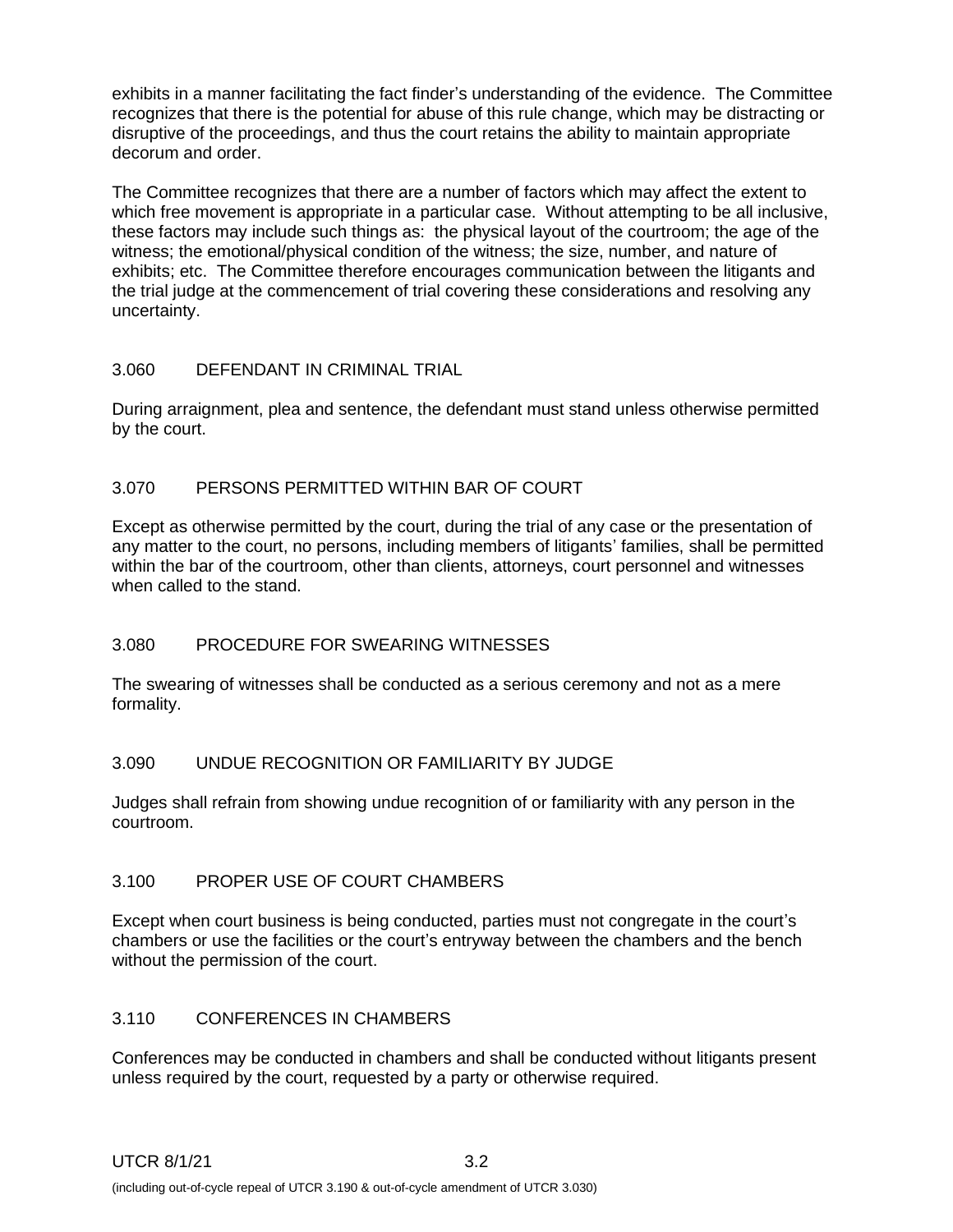exhibits in a manner facilitating the fact finder's understanding of the evidence. The Committee recognizes that there is the potential for abuse of this rule change, which may be distracting or disruptive of the proceedings, and thus the court retains the ability to maintain appropriate decorum and order.

The Committee recognizes that there are a number of factors which may affect the extent to which free movement is appropriate in a particular case. Without attempting to be all inclusive, these factors may include such things as: the physical layout of the courtroom; the age of the witness; the emotional/physical condition of the witness; the size, number, and nature of exhibits; etc. The Committee therefore encourages communication between the litigants and the trial judge at the commencement of trial covering these considerations and resolving any uncertainty.

## 3.060 DEFENDANT IN CRIMINAL TRIAL

During arraignment, plea and sentence, the defendant must stand unless otherwise permitted by the court.

## 3.070 PERSONS PERMITTED WITHIN BAR OF COURT

Except as otherwise permitted by the court, during the trial of any case or the presentation of any matter to the court, no persons, including members of litigants' families, shall be permitted within the bar of the courtroom, other than clients, attorneys, court personnel and witnesses when called to the stand.

## 3.080 PROCEDURE FOR SWEARING WITNESSES

The swearing of witnesses shall be conducted as a serious ceremony and not as a mere formality.

## 3.090 UNDUE RECOGNITION OR FAMILIARITY BY JUDGE

Judges shall refrain from showing undue recognition of or familiarity with any person in the courtroom.

## 3.100 PROPER USE OF COURT CHAMBERS

Except when court business is being conducted, parties must not congregate in the court's chambers or use the facilities or the court's entryway between the chambers and the bench without the permission of the court.

## 3.110 CONFERENCES IN CHAMBERS

Conferences may be conducted in chambers and shall be conducted without litigants present unless required by the court, requested by a party or otherwise required.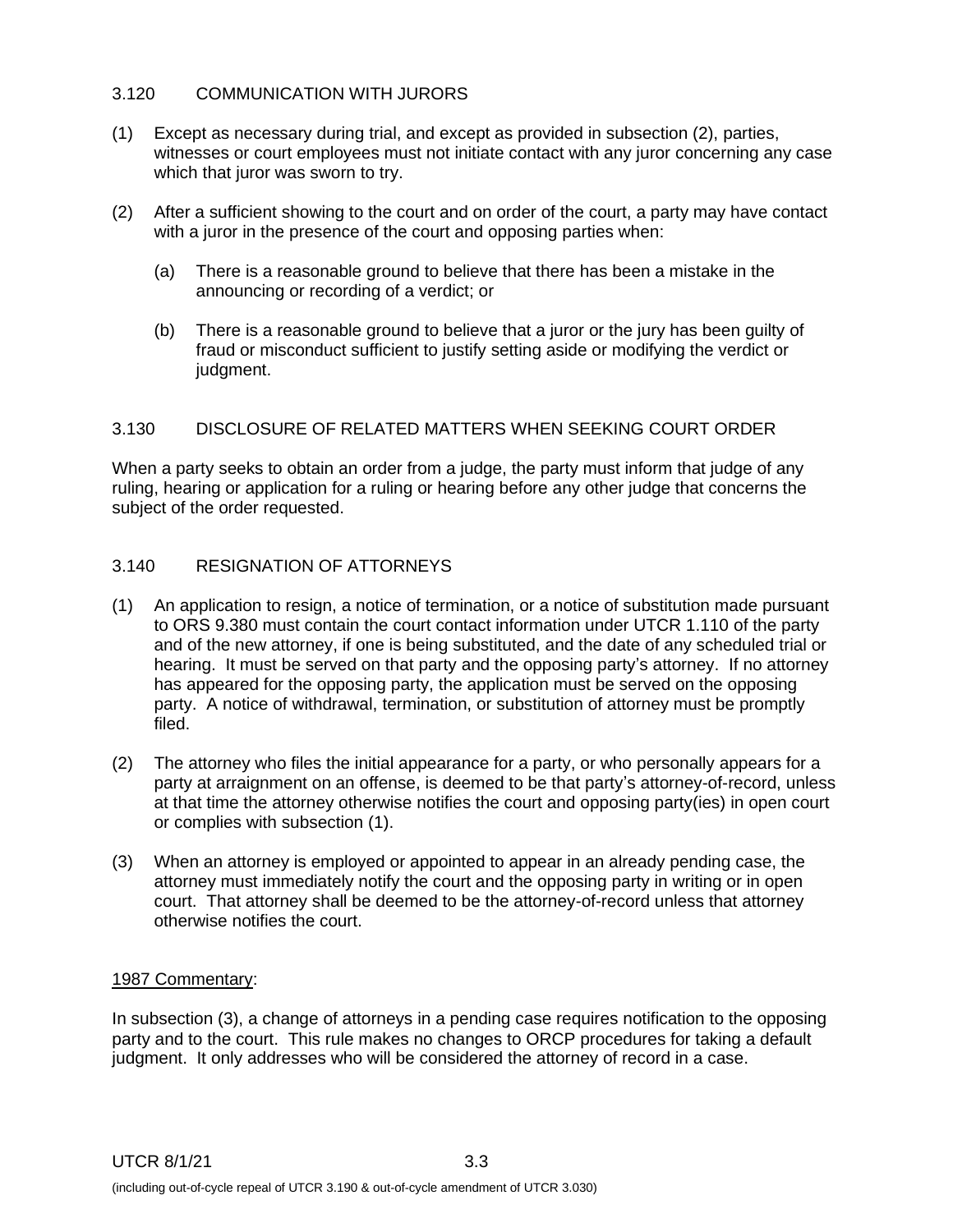## 3.120 COMMUNICATION WITH JURORS

(1) Except as necessary during trial, and except as provided in subsection (2), parties, witnesses or court employees must not initiate contact with any juror concerning any case which that juror was sworn to try.

(2) After a sufficient showing to the court and on order of the court, a party may have contact with a juror in the presence of the court and opposing parties when:

  (a) There is a reasonable ground to believe that there has been a mistake in the announcing or recording of a verdict; or

  (b) There is a reasonable ground to believe that a juror or the jury has been guilty of fraud or misconduct sufficient to justify setting aside or modifying the verdict or judgment.

## 3.130 DISCLOSURE OF RELATED MATTERS WHEN SEEKING COURT ORDER

When a party seeks to obtain an order from a judge, the party must inform that judge of any ruling, hearing or application for a ruling or hearing before any other judge that concerns the subject of the order requested.

## 3.140 RESIGNATION OF ATTORNEYS

(1) An application to resign, a notice of termination, or a notice of substitution made pursuant to ORS 9.380 must contain the court contact information under UTCR 1.110 of the party and of the new attorney, if one is being substituted, and the date of any scheduled trial or hearing. It must be served on that party and the opposing party's attorney. If no attorney has appeared for the opposing party, the application must be served on the opposing party. A notice of withdrawal, termination, or substitution of attorney must be promptly filed.

(2) The attorney who files the initial appearance for a party, or who personally appears for a party at arraignment on an offense, is deemed to be that party's attorney-of-record, unless at that time the attorney otherwise notifies the court and opposing party(ies) in open court or complies with subsection (1).

(3) When an attorney is employed or appointed to appear in an already pending case, the attorney must immediately notify the court and the opposing party in writing or in open court. That attorney shall be deemed to be the attorney-of-record unless that attorney otherwise notifies the court.

1987 Commentary:

In subsection (3), a change of attorneys in a pending case requires notification to the opposing party and to the court. This rule makes no changes to ORCP procedures for taking a default judgment. It only addresses who will be considered the attorney of record in a case.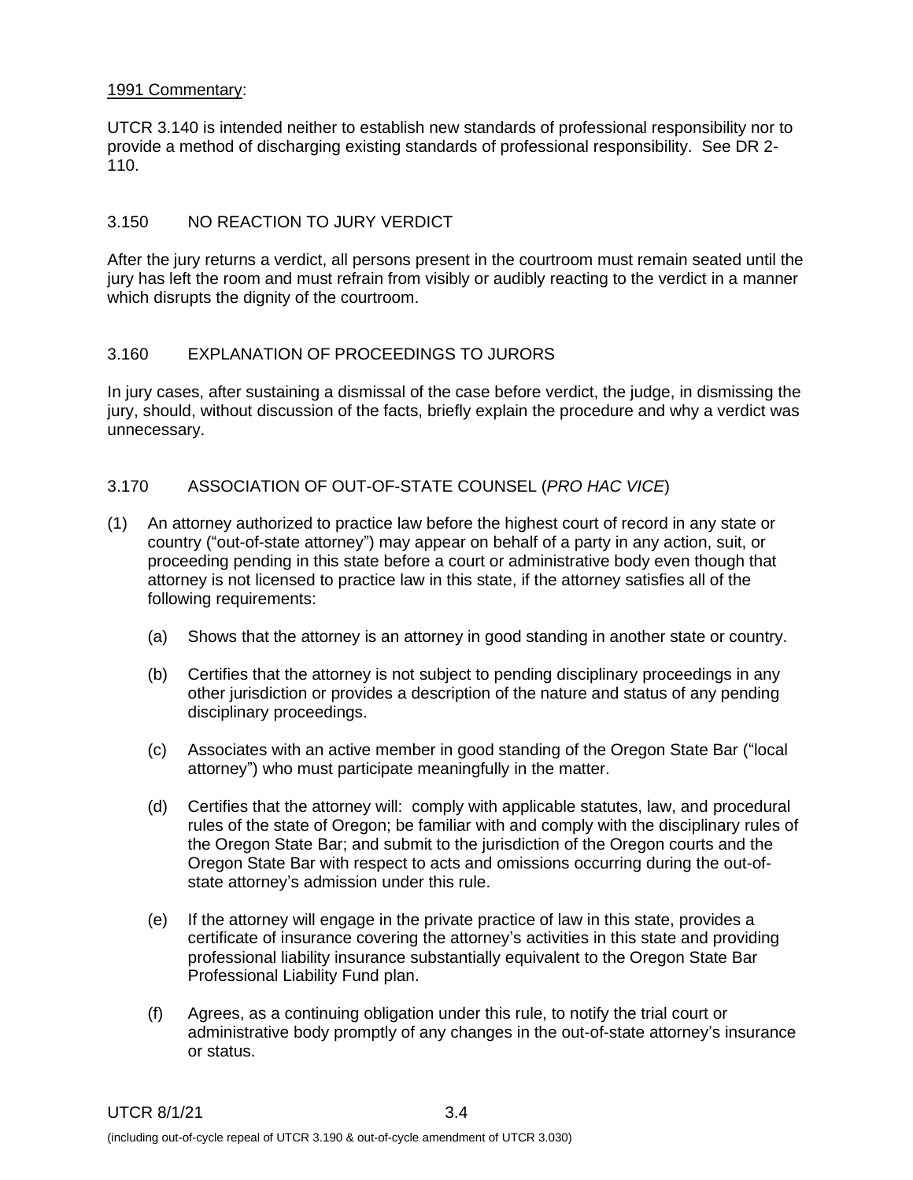1991 Commentary:

UTCR 3.140 is intended neither to establish new standards of professional responsibility nor to provide a method of discharging existing standards of professional responsibility. See DR 2-110.

## 3.150 NO REACTION TO JURY VERDICT

After the jury returns a verdict, all persons present in the courtroom must remain seated until the jury has left the room and must refrain from visibly or audibly reacting to the verdict in a manner which disrupts the dignity of the courtroom.

## 3.160 EXPLANATION OF PROCEEDINGS TO JURORS

In jury cases, after sustaining a dismissal of the case before verdict, the judge, in dismissing the jury, should, without discussion of the facts, briefly explain the procedure and why a verdict was unnecessary.

## 3.170 ASSOCIATION OF OUT-OF-STATE COUNSEL (*PRO HAC VICE*)

(1) An attorney authorized to practice law before the highest court of record in any state or country ("out-of-state attorney") may appear on behalf of a party in any action, suit, or proceeding pending in this state before a court or administrative body even though that attorney is not licensed to practice law in this state, if the attorney satisfies all of the following requirements:

   (a) Shows that the attorney is an attorney in good standing in another state or country.

   (b) Certifies that the attorney is not subject to pending disciplinary proceedings in any other jurisdiction or provides a description of the nature and status of any pending disciplinary proceedings.

   (c) Associates with an active member in good standing of the Oregon State Bar ("local attorney") who must participate meaningfully in the matter.

   (d) Certifies that the attorney will: comply with applicable statutes, law, and procedural rules of the state of Oregon; be familiar with and comply with the disciplinary rules of the Oregon State Bar; and submit to the jurisdiction of the Oregon courts and the Oregon State Bar with respect to acts and omissions occurring during the out-of-state attorney's admission under this rule.

   (e) If the attorney will engage in the private practice of law in this state, provides a certificate of insurance covering the attorney's activities in this state and providing professional liability insurance substantially equivalent to the Oregon State Bar Professional Liability Fund plan.

   (f) Agrees, as a continuing obligation under this rule, to notify the trial court or administrative body promptly of any changes in the out-of-state attorney's insurance or status.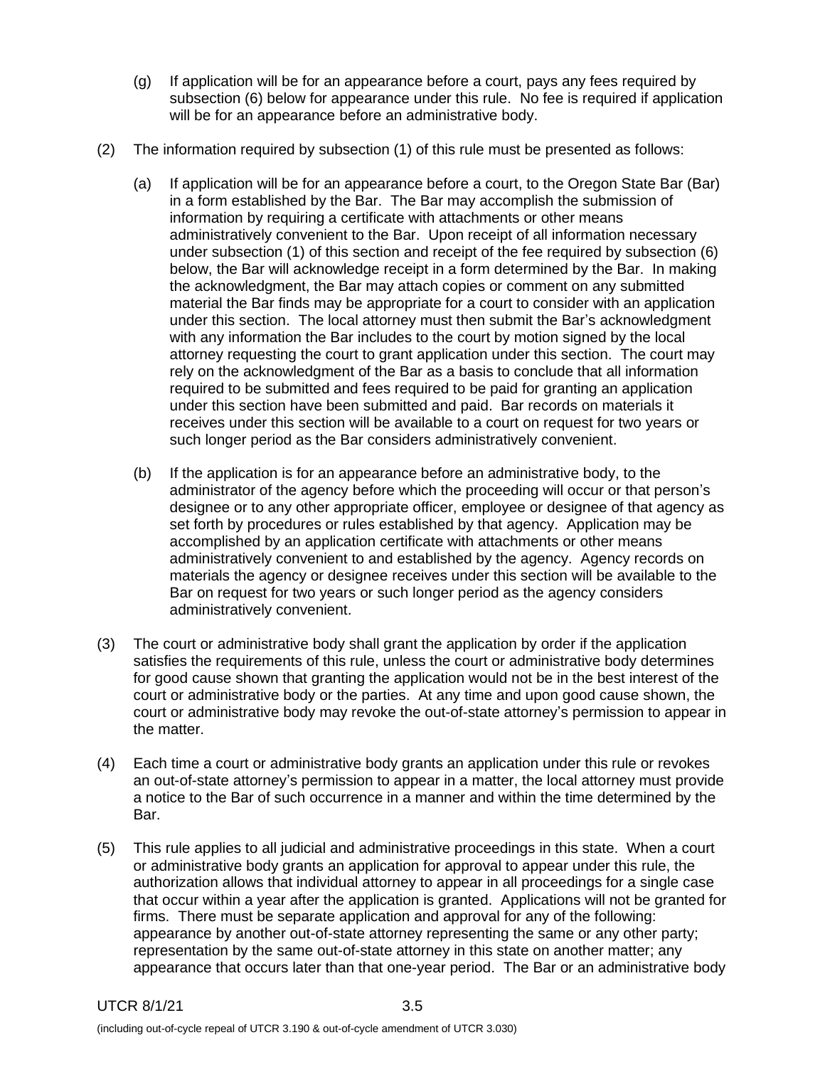(g) If application will be for an appearance before a court, pays any fees required by subsection (6) below for appearance under this rule. No fee is required if application will be for an appearance before an administrative body.

(2) The information required by subsection (1) of this rule must be presented as follows:

(a) If application will be for an appearance before a court, to the Oregon State Bar (Bar) in a form established by the Bar. The Bar may accomplish the submission of information by requiring a certificate with attachments or other means administratively convenient to the Bar. Upon receipt of all information necessary under subsection (1) of this section and receipt of the fee required by subsection (6) below, the Bar will acknowledge receipt in a form determined by the Bar. In making the acknowledgment, the Bar may attach copies or comment on any submitted material the Bar finds may be appropriate for a court to consider with an application under this section. The local attorney must then submit the Bar's acknowledgment with any information the Bar includes to the court by motion signed by the local attorney requesting the court to grant application under this section. The court may rely on the acknowledgment of the Bar as a basis to conclude that all information required to be submitted and fees required to be paid for granting an application under this section have been submitted and paid. Bar records on materials it receives under this section will be available to a court on request for two years or such longer period as the Bar considers administratively convenient.

(b) If the application is for an appearance before an administrative body, to the administrator of the agency before which the proceeding will occur or that person's designee or to any other appropriate officer, employee or designee of that agency as set forth by procedures or rules established by that agency. Application may be accomplished by an application certificate with attachments or other means administratively convenient to and established by the agency. Agency records on materials the agency or designee receives under this section will be available to the Bar on request for two years or such longer period as the agency considers administratively convenient.

(3) The court or administrative body shall grant the application by order if the application satisfies the requirements of this rule, unless the court or administrative body determines for good cause shown that granting the application would not be in the best interest of the court or administrative body or the parties. At any time and upon good cause shown, the court or administrative body may revoke the out-of-state attorney's permission to appear in the matter.

(4) Each time a court or administrative body grants an application under this rule or revokes an out-of-state attorney's permission to appear in a matter, the local attorney must provide a notice to the Bar of such occurrence in a manner and within the time determined by the Bar.

(5) This rule applies to all judicial and administrative proceedings in this state. When a court or administrative body grants an application for approval to appear under this rule, the authorization allows that individual attorney to appear in all proceedings for a single case that occur within a year after the application is granted. Applications will not be granted for firms. There must be separate application and approval for any of the following: appearance by another out-of-state attorney representing the same or any other party; representation by the same out-of-state attorney in this state on another matter; any appearance that occurs later than that one-year period. The Bar or an administrative body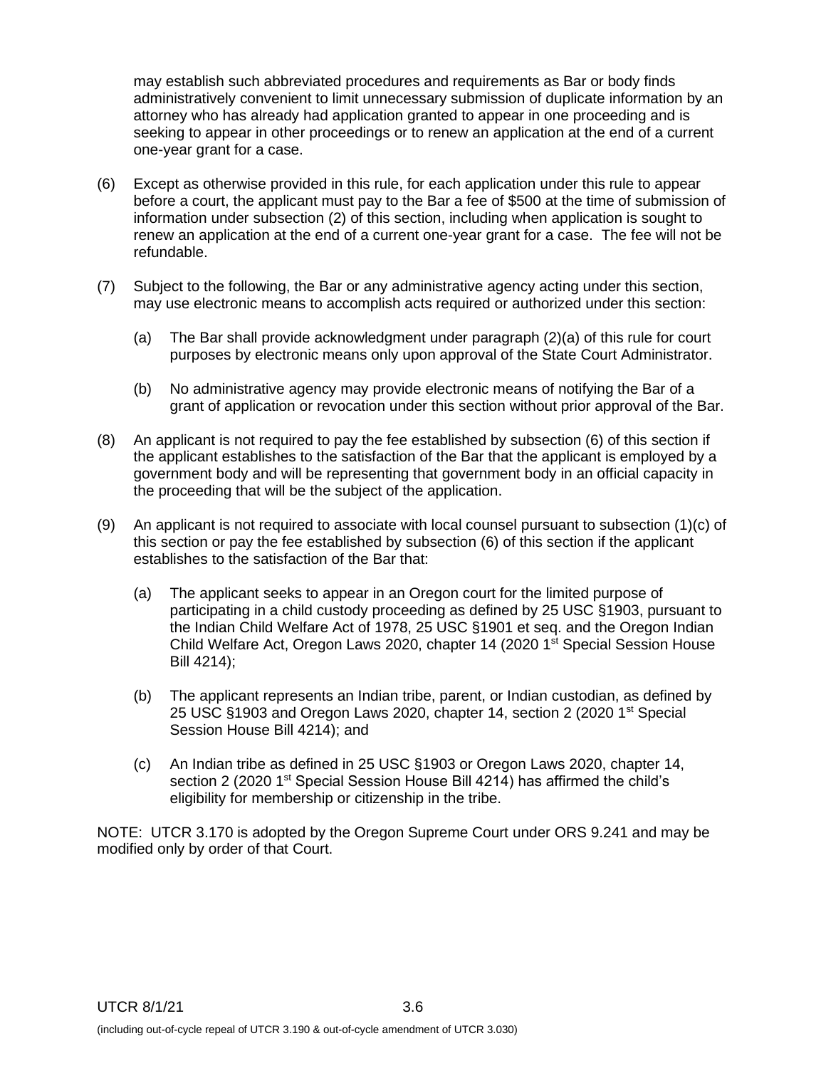may establish such abbreviated procedures and requirements as Bar or body finds administratively convenient to limit unnecessary submission of duplicate information by an attorney who has already had application granted to appear in one proceeding and is seeking to appear in other proceedings or to renew an application at the end of a current one-year grant for a case.

(6) Except as otherwise provided in this rule, for each application under this rule to appear before a court, the applicant must pay to the Bar a fee of $500 at the time of submission of information under subsection (2) of this section, including when application is sought to renew an application at the end of a current one-year grant for a case. The fee will not be refundable.

(7) Subject to the following, the Bar or any administrative agency acting under this section, may use electronic means to accomplish acts required or authorized under this section:

  (a) The Bar shall provide acknowledgment under paragraph (2)(a) of this rule for court purposes by electronic means only upon approval of the State Court Administrator.

  (b) No administrative agency may provide electronic means of notifying the Bar of a grant of application or revocation under this section without prior approval of the Bar.

(8) An applicant is not required to pay the fee established by subsection (6) of this section if the applicant establishes to the satisfaction of the Bar that the applicant is employed by a government body and will be representing that government body in an official capacity in the proceeding that will be the subject of the application.

(9) An applicant is not required to associate with local counsel pursuant to subsection (1)(c) of this section or pay the fee established by subsection (6) of this section if the applicant establishes to the satisfaction of the Bar that:

  (a) The applicant seeks to appear in an Oregon court for the limited purpose of participating in a child custody proceeding as defined by 25 USC §1903, pursuant to the Indian Child Welfare Act of 1978, 25 USC §1901 et seq. and the Oregon Indian Child Welfare Act, Oregon Laws 2020, chapter 14 (2020 1st Special Session House Bill 4214);

  (b) The applicant represents an Indian tribe, parent, or Indian custodian, as defined by 25 USC §1903 and Oregon Laws 2020, chapter 14, section 2 (2020 1st Special Session House Bill 4214); and

  (c) An Indian tribe as defined in 25 USC §1903 or Oregon Laws 2020, chapter 14, section 2 (2020 1st Special Session House Bill 4214) has affirmed the child's eligibility for membership or citizenship in the tribe.

NOTE: UTCR 3.170 is adopted by the Oregon Supreme Court under ORS 9.241 and may be modified only by order of that Court.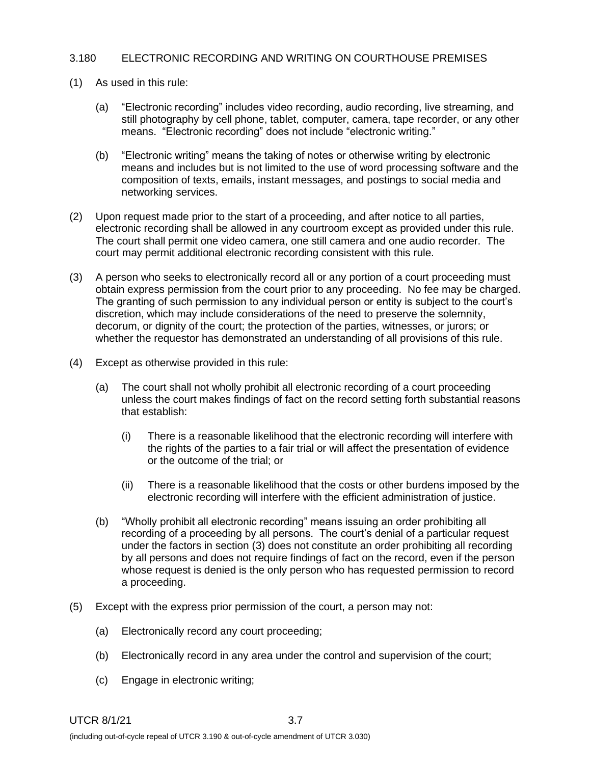## 3.180 ELECTRONIC RECORDING AND WRITING ON COURTHOUSE PREMISES

(1) As used in this rule:

  (a) "Electronic recording" includes video recording, audio recording, live streaming, and still photography by cell phone, tablet, computer, camera, tape recorder, or any other means. "Electronic recording" does not include "electronic writing."

  (b) "Electronic writing" means the taking of notes or otherwise writing by electronic means and includes but is not limited to the use of word processing software and the composition of texts, emails, instant messages, and postings to social media and networking services.

(2) Upon request made prior to the start of a proceeding, and after notice to all parties, electronic recording shall be allowed in any courtroom except as provided under this rule. The court shall permit one video camera, one still camera and one audio recorder. The court may permit additional electronic recording consistent with this rule.

(3) A person who seeks to electronically record all or any portion of a court proceeding must obtain express permission from the court prior to any proceeding. No fee may be charged. The granting of such permission to any individual person or entity is subject to the court's discretion, which may include considerations of the need to preserve the solemnity, decorum, or dignity of the court; the protection of the parties, witnesses, or jurors; or whether the requestor has demonstrated an understanding of all provisions of this rule.

(4) Except as otherwise provided in this rule:

  (a) The court shall not wholly prohibit all electronic recording of a court proceeding unless the court makes findings of fact on the record setting forth substantial reasons that establish:

    (i) There is a reasonable likelihood that the electronic recording will interfere with the rights of the parties to a fair trial or will affect the presentation of evidence or the outcome of the trial; or

    (ii) There is a reasonable likelihood that the costs or other burdens imposed by the electronic recording will interfere with the efficient administration of justice.

  (b) "Wholly prohibit all electronic recording" means issuing an order prohibiting all recording of a proceeding by all persons. The court's denial of a particular request under the factors in section (3) does not constitute an order prohibiting all recording by all persons and does not require findings of fact on the record, even if the person whose request is denied is the only person who has requested permission to record a proceeding.

(5) Except with the express prior permission of the court, a person may not:

  (a) Electronically record any court proceeding;

  (b) Electronically record in any area under the control and supervision of the court;

  (c) Engage in electronic writing;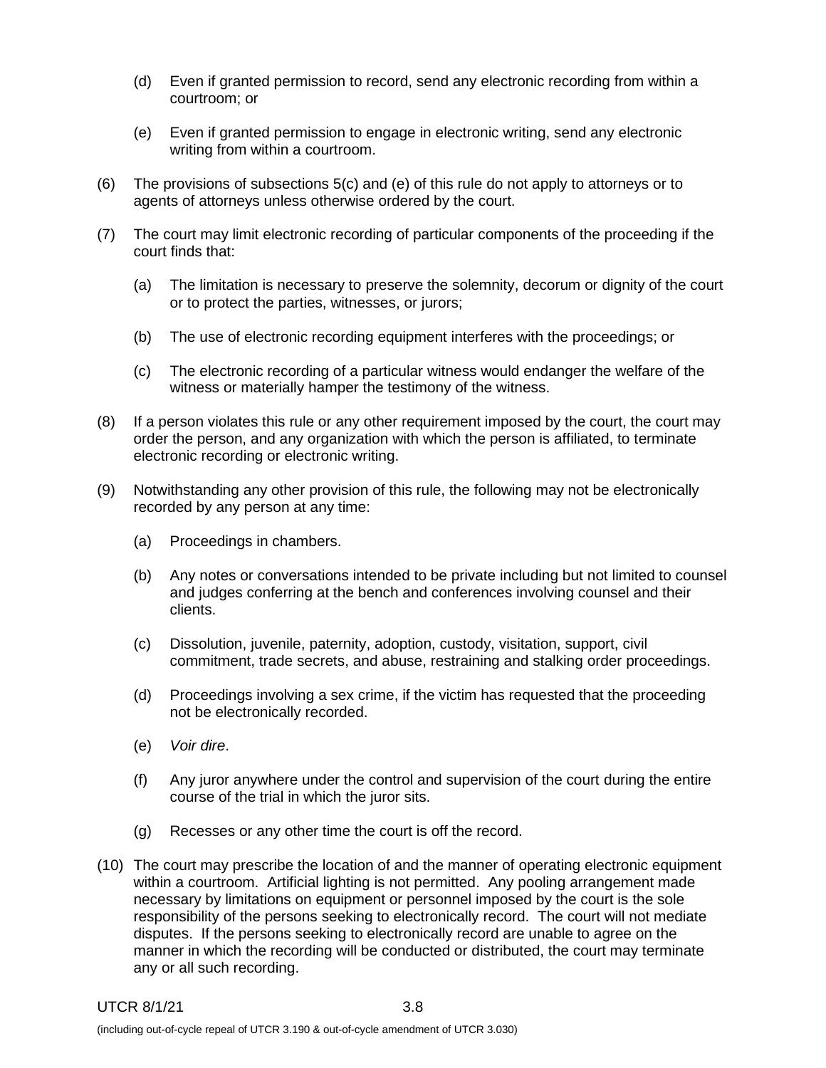(d) Even if granted permission to record, send any electronic recording from within a courtroom; or

(e) Even if granted permission to engage in electronic writing, send any electronic writing from within a courtroom.

(6) The provisions of subsections 5(c) and (e) of this rule do not apply to attorneys or to agents of attorneys unless otherwise ordered by the court.

(7) The court may limit electronic recording of particular components of the proceeding if the court finds that:

(a) The limitation is necessary to preserve the solemnity, decorum or dignity of the court or to protect the parties, witnesses, or jurors;

(b) The use of electronic recording equipment interferes with the proceedings; or

(c) The electronic recording of a particular witness would endanger the welfare of the witness or materially hamper the testimony of the witness.

(8) If a person violates this rule or any other requirement imposed by the court, the court may order the person, and any organization with which the person is affiliated, to terminate electronic recording or electronic writing.

(9) Notwithstanding any other provision of this rule, the following may not be electronically recorded by any person at any time:

(a) Proceedings in chambers.

(b) Any notes or conversations intended to be private including but not limited to counsel and judges conferring at the bench and conferences involving counsel and their clients.

(c) Dissolution, juvenile, paternity, adoption, custody, visitation, support, civil commitment, trade secrets, and abuse, restraining and stalking order proceedings.

(d) Proceedings involving a sex crime, if the victim has requested that the proceeding not be electronically recorded.

(e) *Voir dire*.

(f) Any juror anywhere under the control and supervision of the court during the entire course of the trial in which the juror sits.

(g) Recesses or any other time the court is off the record.

(10) The court may prescribe the location of and the manner of operating electronic equipment within a courtroom. Artificial lighting is not permitted. Any pooling arrangement made necessary by limitations on equipment or personnel imposed by the court is the sole responsibility of the persons seeking to electronically record. The court will not mediate disputes. If the persons seeking to electronically record are unable to agree on the manner in which the recording will be conducted or distributed, the court may terminate any or all such recording.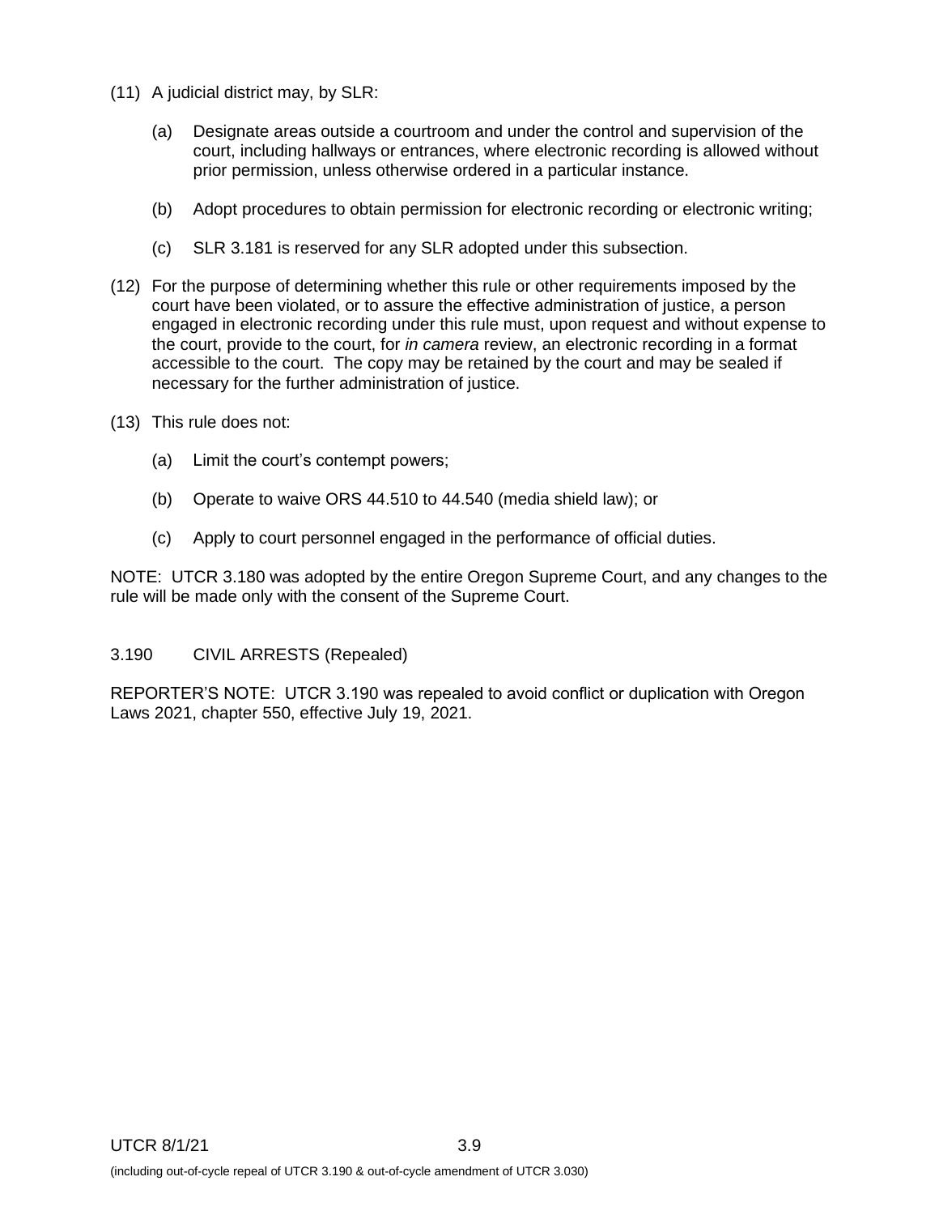(11) A judicial district may, by SLR:

   (a) Designate areas outside a courtroom and under the control and supervision of the court, including hallways or entrances, where electronic recording is allowed without prior permission, unless otherwise ordered in a particular instance.

   (b) Adopt procedures to obtain permission for electronic recording or electronic writing;

   (c) SLR 3.181 is reserved for any SLR adopted under this subsection.

(12) For the purpose of determining whether this rule or other requirements imposed by the court have been violated, or to assure the effective administration of justice, a person engaged in electronic recording under this rule must, upon request and without expense to the court, provide to the court, for *in camera* review, an electronic recording in a format accessible to the court. The copy may be retained by the court and may be sealed if necessary for the further administration of justice.

(13) This rule does not:

   (a) Limit the court's contempt powers;

   (b) Operate to waive ORS 44.510 to 44.540 (media shield law); or

   (c) Apply to court personnel engaged in the performance of official duties.

NOTE: UTCR 3.180 was adopted by the entire Oregon Supreme Court, and any changes to the rule will be made only with the consent of the Supreme Court.

3.190 CIVIL ARRESTS (Repealed)

REPORTER'S NOTE: UTCR 3.190 was repealed to avoid conflict or duplication with Oregon Laws 2021, chapter 550, effective July 19, 2021.